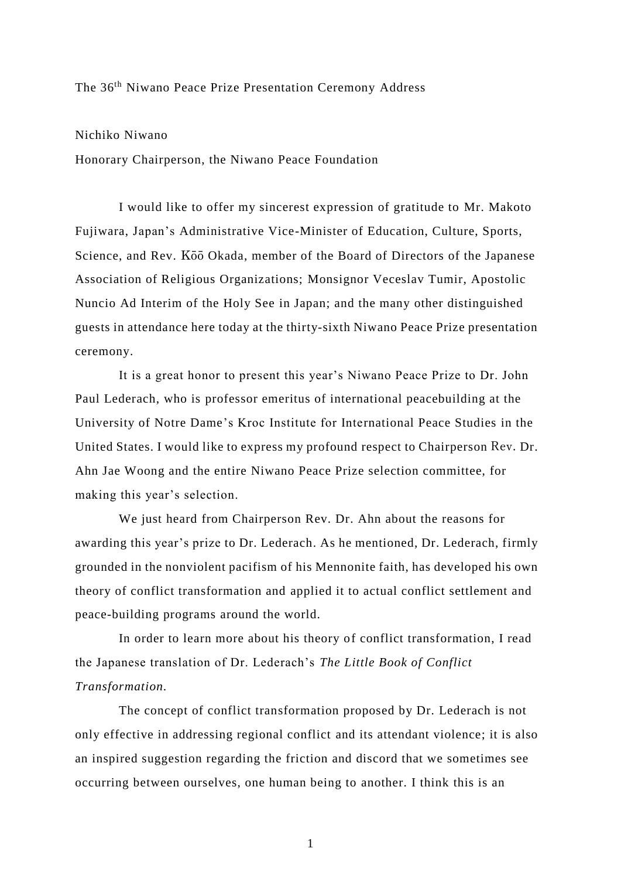# The 36th Niwano Peace Prize Presentation Ceremony Address

Nichiko Niwano

Honorary Chairperson, the Niwano Peace Foundation

I would like to offer my sincerest expression of gratitude to Mr. Makoto Fujiwara, Japan's Administrative Vice-Minister of Education, Culture, Sports, Science, and Rev. Kōō Okada, member of the Board of Directors of the Japanese Association of Religious Organizations; Monsignor Veceslav Tumir, Apostolic Nuncio Ad Interim of the Holy See in Japan; and the many other distinguished guests in attendance here today at the thirty-sixth Niwano Peace Prize presentation ceremony.

It is a great honor to present this year's Niwano Peace Prize to Dr. John Paul Lederach, who is professor emeritus of international peacebuilding at the University of Notre Dame's Kroc Institute for International Peace Studies in the United States. I would like to express my profound respect to Chairperson Rev. Dr. Ahn Jae Woong and the entire Niwano Peace Prize selection committee, for making this year's selection.

We just heard from Chairperson Rev. Dr. Ahn about the reasons for awarding this year's prize to Dr. Lederach. As he mentioned, Dr. Lederach, firmly grounded in the nonviolent pacifism of his Mennonite faith, has developed his own theory of conflict transformation and applied it to actual conflict settlement and peace-building programs around the world.

In order to learn more about his theory of conflict transformation, I read the Japanese translation of Dr. Lederach's *The Little Book of Conflict Transformation.*

The concept of conflict transformation proposed by Dr. Lederach is not only effective in addressing regional conflict and its attendant violence; it is also an inspired suggestion regarding the friction and discord that we sometimes see occurring between ourselves, one human being to another. I think this is an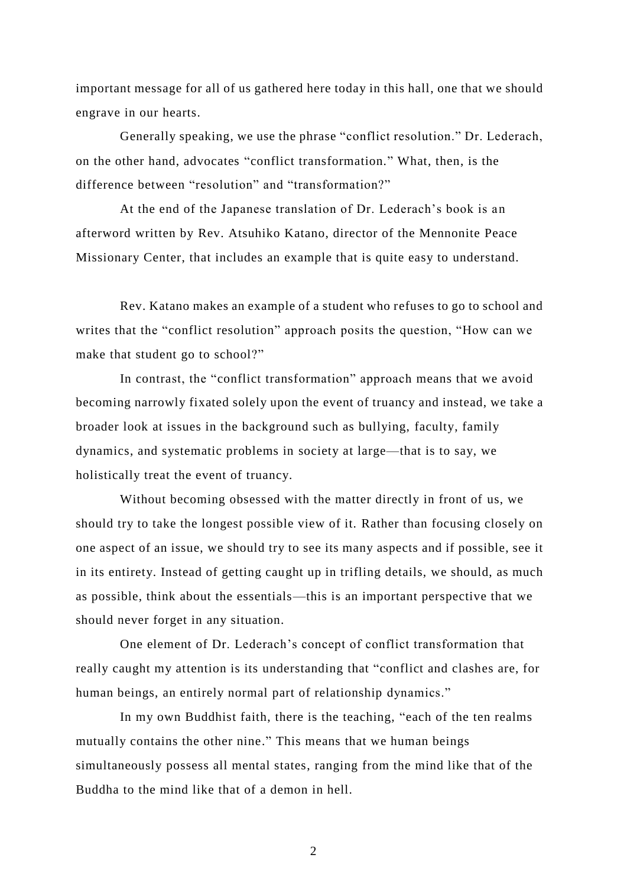important message for all of us gathered here today in this hall, one that we should engrave in our hearts.

Generally speaking, we use the phrase “conflict resolution.” Dr. Lederach, on the other hand, advocates “conflict transformation.” What, then, is the difference between “resolution” and “transformation?”

At the end of the Japanese translation of Dr. Lederach’s book is an afterword written by Rev. Atsuhiko Katano, director of the Mennonite Peace Missionary Center, that includes an example that is quite easy to understand.

Rev. Katano makes an example of a student who refuses to go to school and writes that the “conflict resolution” approach posits the question, “How can we make that student go to school?”

In contrast, the “conflict transformation” approach means that we avoid becoming narrowly fixated solely upon the event of truancy and instead, we take a broader look at issues in the background such as bullying, faculty, family dynamics, and systematic problems in society at large—that is to say, we holistically treat the event of truancy.

Without becoming obsessed with the matter directly in front of us, we should try to take the longest possible view of it. Rather than focusing closely on one aspect of an issue, we should try to see its many aspects and if possible, see it in its entirety. Instead of getting caught up in trifling details, we should, as much as possible, think about the essentials—this is an important perspective that we should never forget in any situation.

One element of Dr. Lederach’s concept of conflict transformation that really caught my attention is its understanding that “conflict and clashes are, for human beings, an entirely normal part of relationship dynamics.”

In my own Buddhist faith, there is the teaching, “each of the ten realms mutually contains the other nine.” This means that we human beings simultaneously possess all mental states, ranging from the mind like that of the Buddha to the mind like that of a demon in hell.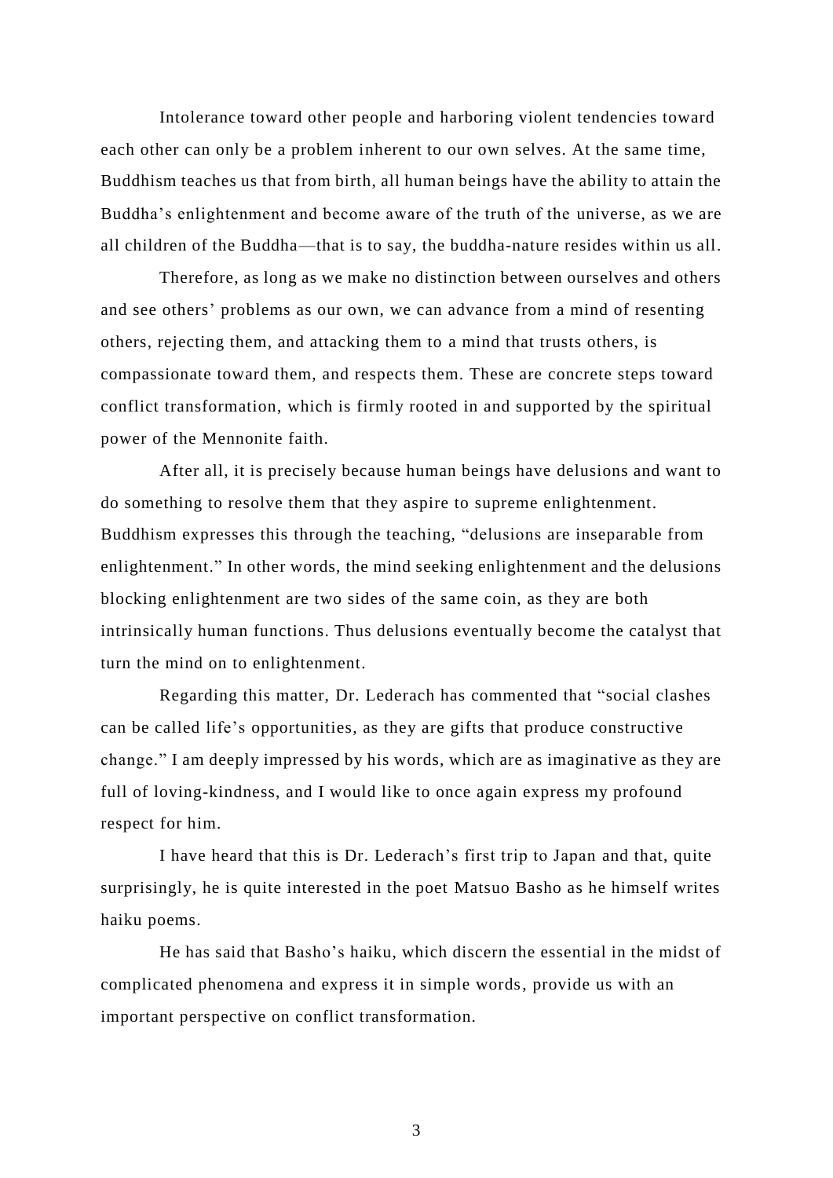Intolerance toward other people and harboring violent tendencies toward each other can only be a problem inherent to our own selves. At the same time, Buddhism teaches us that from birth, all human beings have the ability to attain the Buddha's enlightenment and become aware of the truth of the universe, as we are all children of the Buddha—that is to say, the buddha-nature resides within us all.

Therefore, as long as we make no distinction between ourselves and others and see others' problems as our own, we can advance from a mind of resenting others, rejecting them, and attacking them to a mind that trusts others, is compassionate toward them, and respects them. These are concrete steps toward conflict transformation, which is firmly rooted in and supported by the spiritual power of the Mennonite faith.

After all, it is precisely because human beings have delusions and want to do something to resolve them that they aspire to supreme enlightenment. Buddhism expresses this through the teaching, "delusions are inseparable from enlightenment." In other words, the mind seeking enlightenment and the delusions blocking enlightenment are two sides of the same coin, as they are both intrinsically human functions. Thus delusions eventually become the catalyst that turn the mind on to enlightenment.

Regarding this matter, Dr. Lederach has commented that "social clashes can be called life's opportunities, as they are gifts that produce constructive change." I am deeply impressed by his words, which are as imaginative as they are full of loving-kindness, and I would like to once again express my profound respect for him.

I have heard that this is Dr. Lederach's first trip to Japan and that, quite surprisingly, he is quite interested in the poet Matsuo Basho as he himself writes haiku poems.

He has said that Basho's haiku, which discern the essential in the midst of complicated phenomena and express it in simple words, provide us with an important perspective on conflict transformation.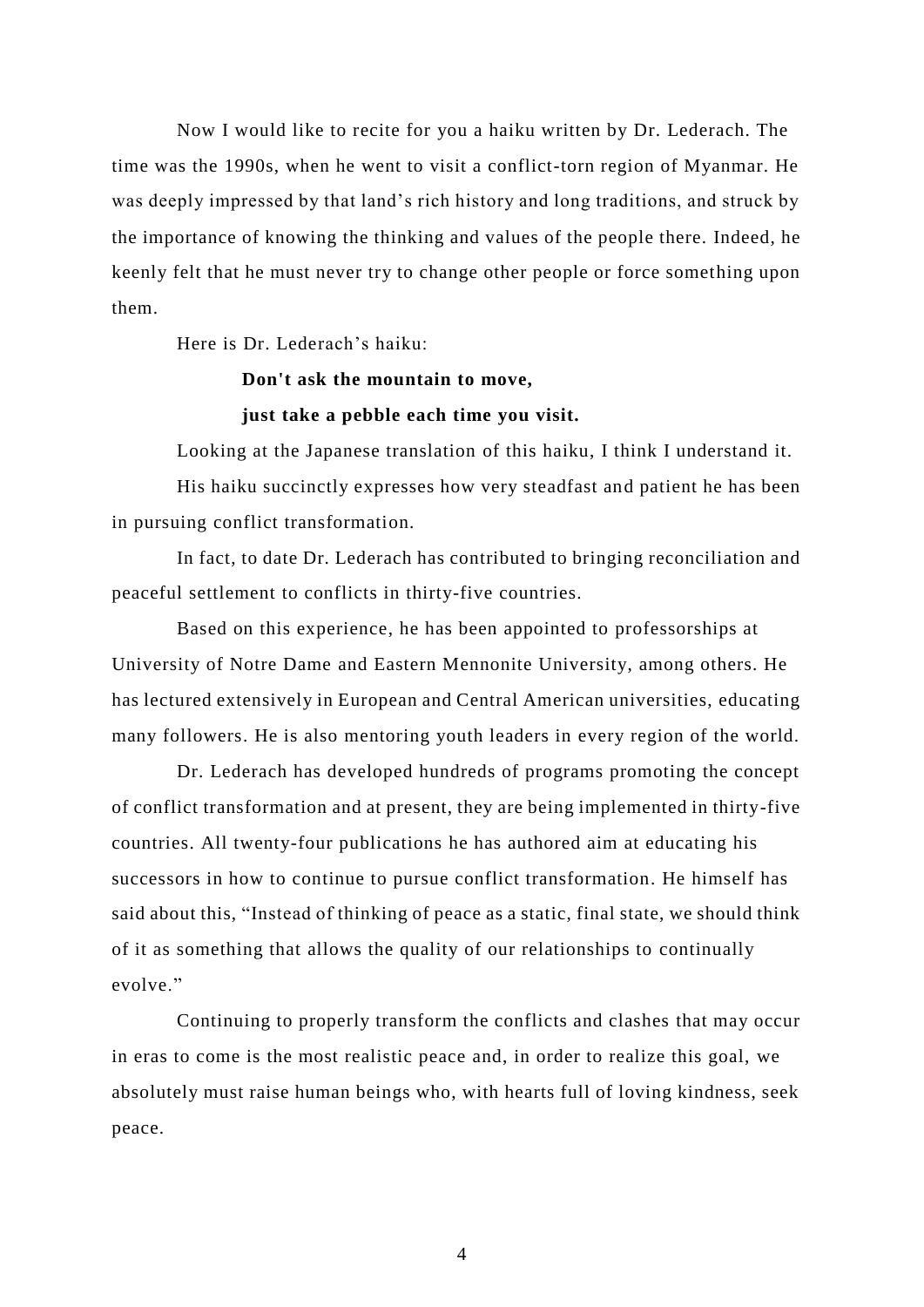Now I would like to recite for you a haiku written by Dr. Lederach. The time was the 1990s, when he went to visit a conflict-torn region of Myanmar. He was deeply impressed by that land's rich history and long traditions, and struck by the importance of knowing the thinking and values of the people there. Indeed, he keenly felt that he must never try to change other people or force something upon them.

Here is Dr. Lederach's haiku:

> **Don't ask the mountain to move,**
> **just take a pebble each time you visit.**

Looking at the Japanese translation of this haiku, I think I understand it.

His haiku succinctly expresses how very steadfast and patient he has been in pursuing conflict transformation.

In fact, to date Dr. Lederach has contributed to bringing reconciliation and peaceful settlement to conflicts in thirty-five countries.

Based on this experience, he has been appointed to professorships at University of Notre Dame and Eastern Mennonite University, among others. He has lectured extensively in European and Central American universities, educating many followers. He is also mentoring youth leaders in every region of the world.

Dr. Lederach has developed hundreds of programs promoting the concept of conflict transformation and at present, they are being implemented in thirty-five countries. All twenty-four publications he has authored aim at educating his successors in how to continue to pursue conflict transformation. He himself has said about this, "Instead of thinking of peace as a static, final state, we should think of it as something that allows the quality of our relationships to continually evolve."

Continuing to properly transform the conflicts and clashes that may occur in eras to come is the most realistic peace and, in order to realize this goal, we absolutely must raise human beings who, with hearts full of loving kindness, seek peace.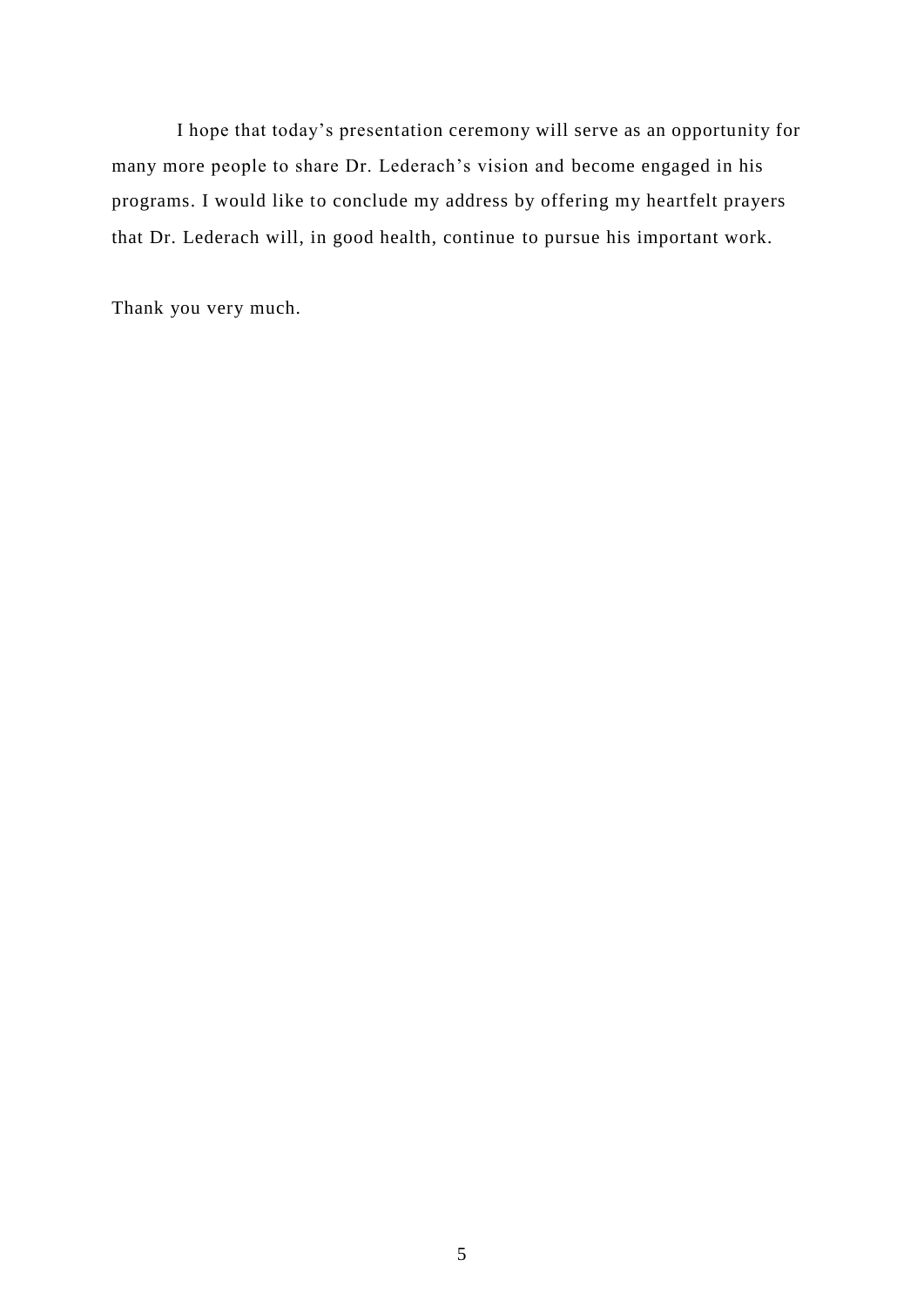I hope that today's presentation ceremony will serve as an opportunity for many more people to share Dr. Lederach's vision and become engaged in his programs. I would like to conclude my address by offering my heartfelt prayers that Dr. Lederach will, in good health, continue to pursue his important work.

Thank you very much.